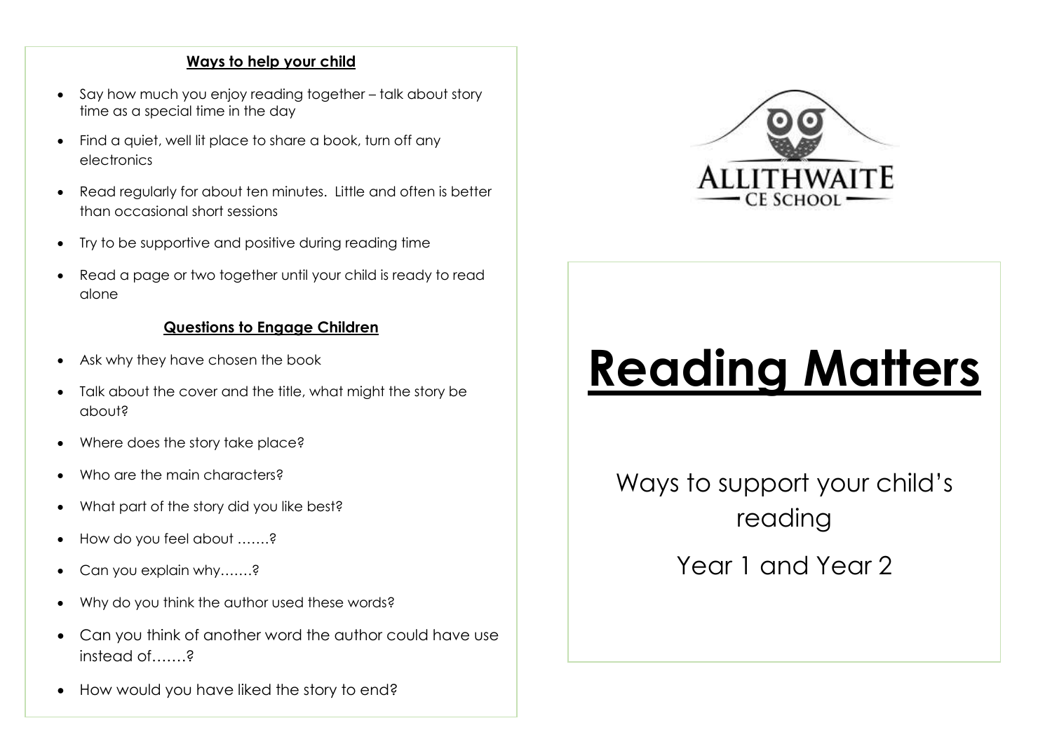## Ways to help your child

- Say how much you enjoy reading together – talk about story time as a special time in the day
- Find a quiet, well lit place to share a book, turn off any electronics
- Read regularly for about ten minutes. Little and often is better than occasional short sessions
- Try to be supportive and positive during reading time
- Read a page or two together until your child is ready to read alone

## Questions to Engage Children

- Ask why they have chosen the book
- Talk about the cover and the title, what might the story be about?
- Where does the story take place?
- Who are the main characters?
- What part of the story did you like best?
- How do you feel about …….?
- Can you explain why…….?
- Why do you think the author used these words?
- Can you think of another word the author could have use instead of…….?
- How would you have liked the story to end?

ALLITHWAITE CE SCHOOL

# Reading Matters

Ways to support your child's reading

Year 1 and Year 2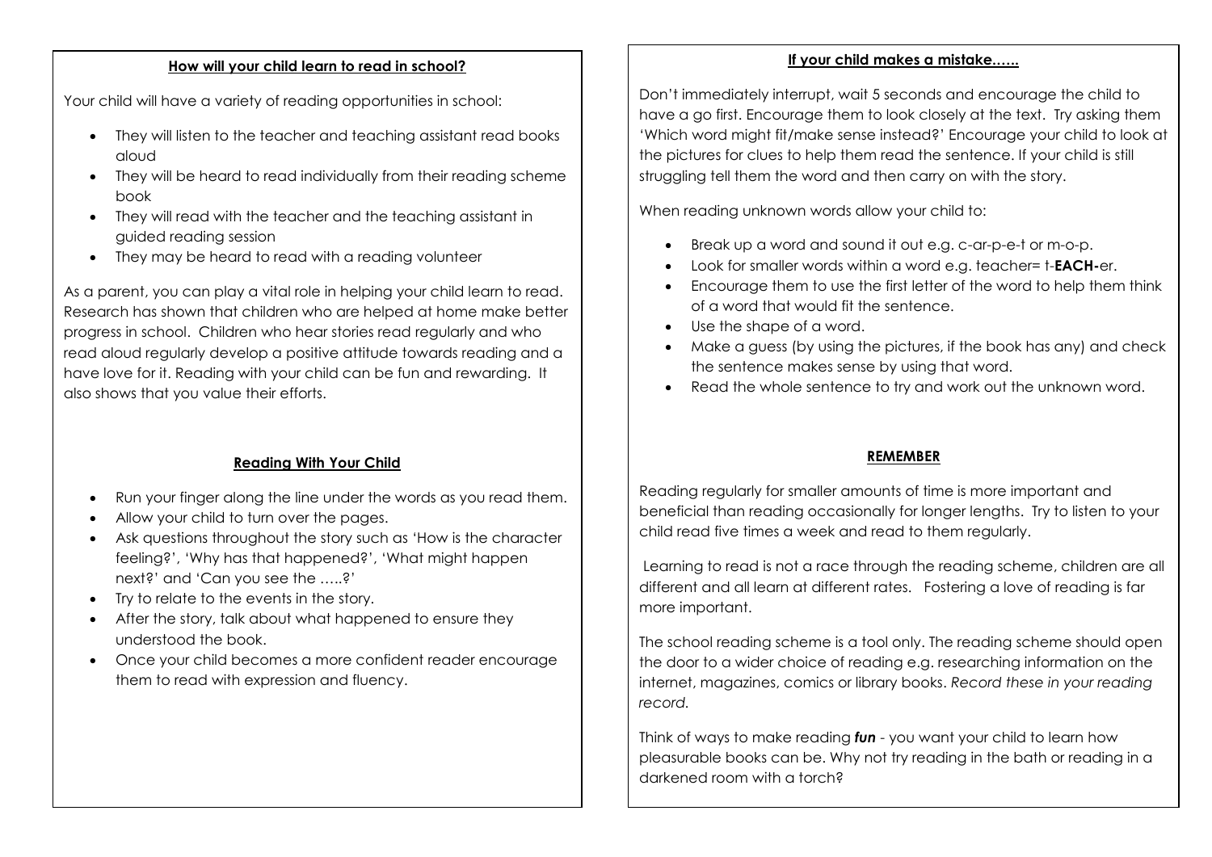## How will your child learn to read in school?

Your child will have a variety of reading opportunities in school:

- They will listen to the teacher and teaching assistant read books aloud
- They will be heard to read individually from their reading scheme book
- They will read with the teacher and the teaching assistant in guided reading session
- They may be heard to read with a reading volunteer

As a parent, you can play a vital role in helping your child learn to read. Research has shown that children who are helped at home make better progress in school. Children who hear stories read regularly and who read aloud regularly develop a positive attitude towards reading and a have love for it. Reading with your child can be fun and rewarding. It also shows that you value their efforts.

## Reading With Your Child

- Run your finger along the line under the words as you read them.
- Allow your child to turn over the pages.
- Ask questions throughout the story such as 'How is the character feeling?', 'Why has that happened?', 'What might happen next?' and 'Can you see the …..?'
- Try to relate to the events in the story.
- After the story, talk about what happened to ensure they understood the book.
- Once your child becomes a more confident reader encourage them to read with expression and fluency.

## If your child makes a mistake……

Don't immediately interrupt, wait 5 seconds and encourage the child to have a go first. Encourage them to look closely at the text. Try asking them 'Which word might fit/make sense instead?' Encourage your child to look at the pictures for clues to help them read the sentence. If your child is still struggling tell them the word and then carry on with the story.

When reading unknown words allow your child to:

- Break up a word and sound it out e.g. c-ar-p-e-t or m-o-p.
- Look for smaller words within a word e.g. teacher= t-**EACH-**er.
- Encourage them to use the first letter of the word to help them think of a word that would fit the sentence.
- Use the shape of a word.
- Make a guess (by using the pictures, if the book has any) and check the sentence makes sense by using that word.
- Read the whole sentence to try and work out the unknown word.

## REMEMBER

Reading regularly for smaller amounts of time is more important and beneficial than reading occasionally for longer lengths. Try to listen to your child read five times a week and read to them regularly.

Learning to read is not a race through the reading scheme, children are all different and all learn at different rates. Fostering a love of reading is far more important.

The school reading scheme is a tool only. The reading scheme should open the door to a wider choice of reading e.g. researching information on the internet, magazines, comics or library books. *Record these in your reading record.*

Think of ways to make reading ***fun*** - you want your child to learn how pleasurable books can be. Why not try reading in the bath or reading in a darkened room with a torch?